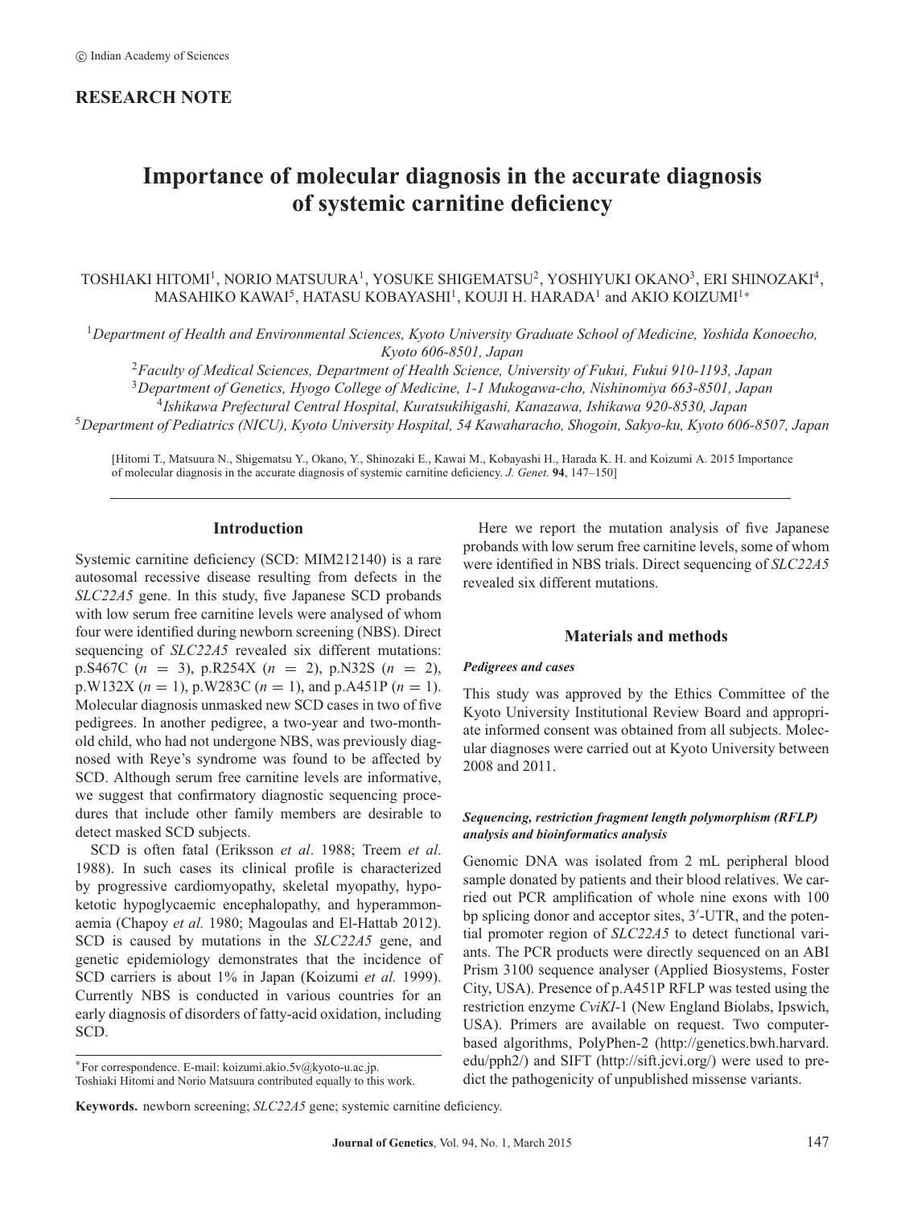© Indian Academy of Sciences

**RESEARCH NOTE**

# Importance of molecular diagnosis in the accurate diagnosis of systemic carnitine deficiency

TOSHIAKI HITOMI[1], NORIO MATSUURA[1], YOSUKE SHIGEMATSU[2], YOSHIYUKI OKANO[3], ERI SHINOZAKI[4], MASAHIKO KAWAI[5], HATASU KOBAYASHI[1], KOUJI H. HARADA[1] and AKIO KOIZUMI[1]*

[1]*Department of Health and Environmental Sciences, Kyoto University Graduate School of Medicine, Yoshida Konoecho, Kyoto 606-8501, Japan*
[2]*Faculty of Medical Sciences, Department of Health Science, University of Fukui, Fukui 910-1193, Japan*
[3]*Department of Genetics, Hyogo College of Medicine, 1-1 Mukogawa-cho, Nishinomiya 663-8501, Japan*
[4]*Ishikawa Prefectural Central Hospital, Kuratsukihigashi, Kanazawa, Ishikawa 920-8530, Japan*
[5]*Department of Pediatrics (NICU), Kyoto University Hospital, 54 Kawaharacho, Shogoin, Sakyo-ku, Kyoto 606-8507, Japan*

[Hitomi T., Matsuura N., Shigematsu Y., Okano, Y., Shinozaki E., Kawai M., Kobayashi H., Harada K. H. and Koizumi A. 2015 Importance of molecular diagnosis in the accurate diagnosis of systemic carnitine deficiency. *J. Genet.* **94**, 147–150]

## Introduction

Systemic carnitine deficiency (SCD: MIM212140) is a rare autosomal recessive disease resulting from defects in the *SLC22A5* gene. In this study, five Japanese SCD probands with low serum free carnitine levels were analysed of whom four were identified during newborn screening (NBS). Direct sequencing of *SLC22A5* revealed six different mutations: p.S467C ($n = 3$), p.R254X ($n = 2$), p.N32S ($n = 2$), p.W132X ($n = 1$), p.W283C ($n = 1$), and p.A451P ($n = 1$). Molecular diagnosis unmasked new SCD cases in two of five pedigrees. In another pedigree, a two-year and two-month-old child, who had not undergone NBS, was previously diagnosed with Reye's syndrome was found to be affected by SCD. Although serum free carnitine levels are informative, we suggest that confirmatory diagnostic sequencing procedures that include other family members are desirable to detect masked SCD subjects.

SCD is often fatal (Eriksson *et al*. 1988; Treem *et al*. 1988). In such cases its clinical profile is characterized by progressive cardiomyopathy, skeletal myopathy, hypoketotic hypoglycaemic encephalopathy, and hyperammonaemia (Chapoy *et al.* 1980; Magoulas and El-Hattab 2012). SCD is caused by mutations in the *SLC22A5* gene, and genetic epidemiology demonstrates that the incidence of SCD carriers is about 1% in Japan (Koizumi *et al.* 1999). Currently NBS is conducted in various countries for an early diagnosis of disorders of fatty-acid oxidation, including SCD.

Here we report the mutation analysis of five Japanese probands with low serum free carnitine levels, some of whom were identified in NBS trials. Direct sequencing of *SLC22A5* revealed six different mutations.

## Materials and methods

### *Pedigrees and cases*

This study was approved by the Ethics Committee of the Kyoto University Institutional Review Board and appropriate informed consent was obtained from all subjects. Molecular diagnoses were carried out at Kyoto University between 2008 and 2011.

### *Sequencing, restriction fragment length polymorphism (RFLP) analysis and bioinformatics analysis*

Genomic DNA was isolated from 2 mL peripheral blood sample donated by patients and their blood relatives. We carried out PCR amplification of whole nine exons with 100 bp splicing donor and acceptor sites, 3′-UTR, and the potential promoter region of *SLC22A5* to detect functional variants. The PCR products were directly sequenced on an ABI Prism 3100 sequence analyser (Applied Biosystems, Foster City, USA). Presence of p.A451P RFLP was tested using the restriction enzyme *CviKI*-1 (New England Biolabs, Ipswich, USA). Primers are available on request. Two computer-based algorithms, PolyPhen-2 (http://genetics.bwh.harvard.edu/pph2/) and SIFT (http://sift.jcvi.org/) were used to predict the pathogenicity of unpublished missense variants.

*For correspondence. E-mail: koizumi.akio.5v@kyoto-u.ac.jp.
Toshiaki Hitomi and Norio Matsuura contributed equally to this work.

**Keywords.** newborn screening; *SLC22A5* gene; systemic carnitine deficiency.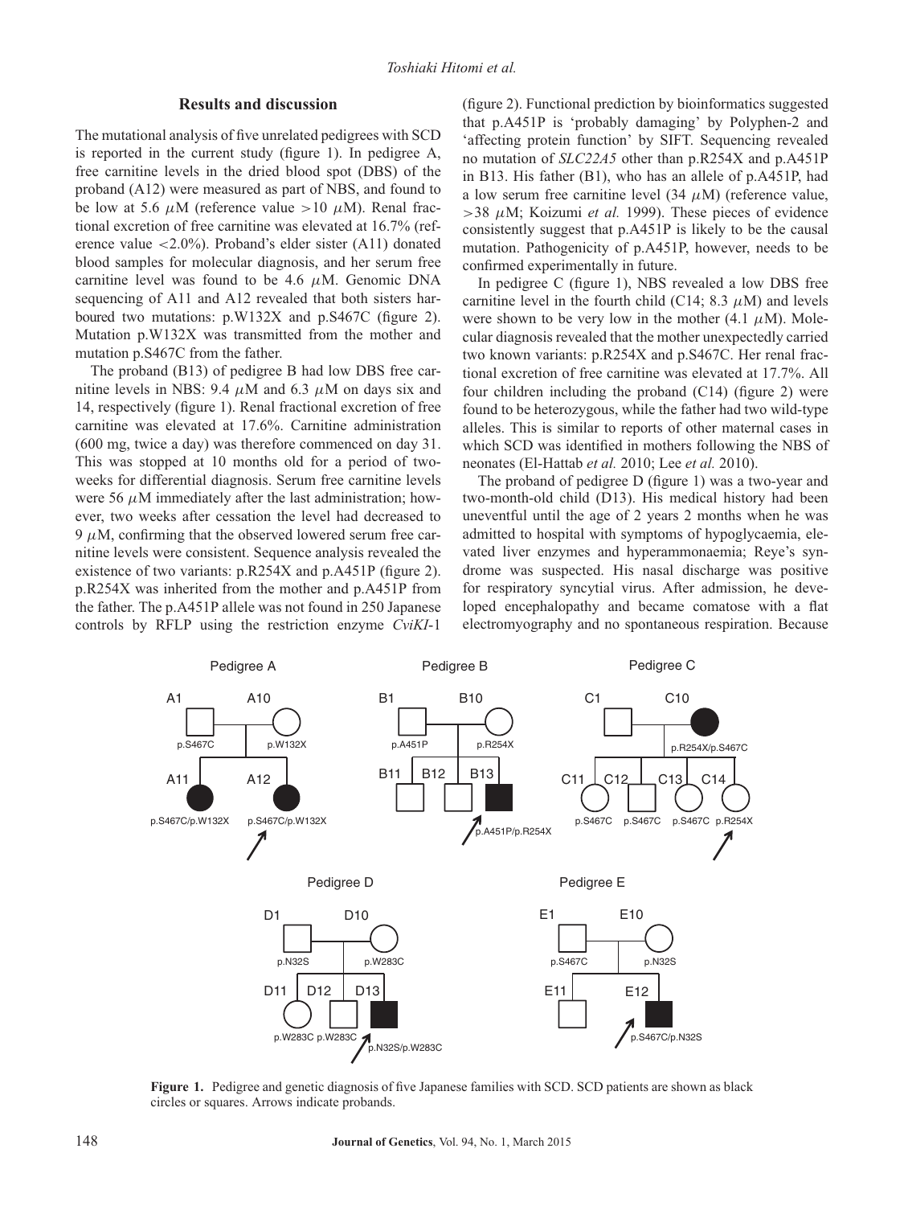## Results and discussion

The mutational analysis of five unrelated pedigrees with SCD is reported in the current study (figure 1). In pedigree A, free carnitine levels in the dried blood spot (DBS) of the proband (A12) were measured as part of NBS, and found to be low at 5.6 $\mu$M (reference value $>10$ $\mu$M). Renal fractional excretion of free carnitine was elevated at 16.7% (reference value $<2.0$%). Proband's elder sister (A11) donated blood samples for molecular diagnosis, and her serum free carnitine level was found to be 4.6 $\mu$M. Genomic DNA sequencing of A11 and A12 revealed that both sisters harboured two mutations: p.W132X and p.S467C (figure 2). Mutation p.W132X was transmitted from the mother and mutation p.S467C from the father.

The proband (B13) of pedigree B had low DBS free carnitine levels in NBS: 9.4 $\mu$M and 6.3 $\mu$M on days six and 14, respectively (figure 1). Renal fractional excretion of free carnitine was elevated at 17.6%. Carnitine administration (600 mg, twice a day) was therefore commenced on day 31. This was stopped at 10 months old for a period of two-weeks for differential diagnosis. Serum free carnitine levels were 56 $\mu$M immediately after the last administration; however, two weeks after cessation the level had decreased to 9 $\mu$M, confirming that the observed lowered serum free carnitine levels were consistent. Sequence analysis revealed the existence of two variants: p.R254X and p.A451P (figure 2). p.R254X was inherited from the mother and p.A451P from the father. The p.A451P allele was not found in 250 Japanese controls by RFLP using the restriction enzyme *CviKI*-1 (figure 2). Functional prediction by bioinformatics suggested that p.A451P is 'probably damaging' by Polyphen-2 and 'affecting protein function' by SIFT. Sequencing revealed no mutation of *SLC22A5* other than p.R254X and p.A451P in B13. His father (B1), who has an allele of p.A451P, had a low serum free carnitine level (34 $\mu$M) (reference value, $>38$ $\mu$M; Koizumi *et al.* 1999). These pieces of evidence consistently suggest that p.A451P is likely to be the causal mutation. Pathogenicity of p.A451P, however, needs to be confirmed experimentally in future.

In pedigree C (figure 1), NBS revealed a low DBS free carnitine level in the fourth child (C14; 8.3 $\mu$M) and levels were shown to be very low in the mother (4.1 $\mu$M). Molecular diagnosis revealed that the mother unexpectedly carried two known variants: p.R254X and p.S467C. Her renal fractional excretion of free carnitine was elevated at 17.7%. All four children including the proband (C14) (figure 2) were found to be heterozygous, while the father had two wild-type alleles. This is similar to reports of other maternal cases in which SCD was identified in mothers following the NBS of neonates (El-Hattab *et al.* 2010; Lee *et al.* 2010).

The proband of pedigree D (figure 1) was a two-year and two-month-old child (D13). His medical history had been uneventful until the age of 2 years 2 months when he was admitted to hospital with symptoms of hypoglycaemia, elevated liver enzymes and hyperammonaemia; Reye's syndrome was suspected. His nasal discharge was positive for respiratory syncytial virus. After admission, he developed encephalopathy and became comatose with a flat electromyography and no spontaneous respiration. Because

**Figure 1.** Pedigree and genetic diagnosis of five Japanese families with SCD. SCD patients are shown as black circles or squares. Arrows indicate probands.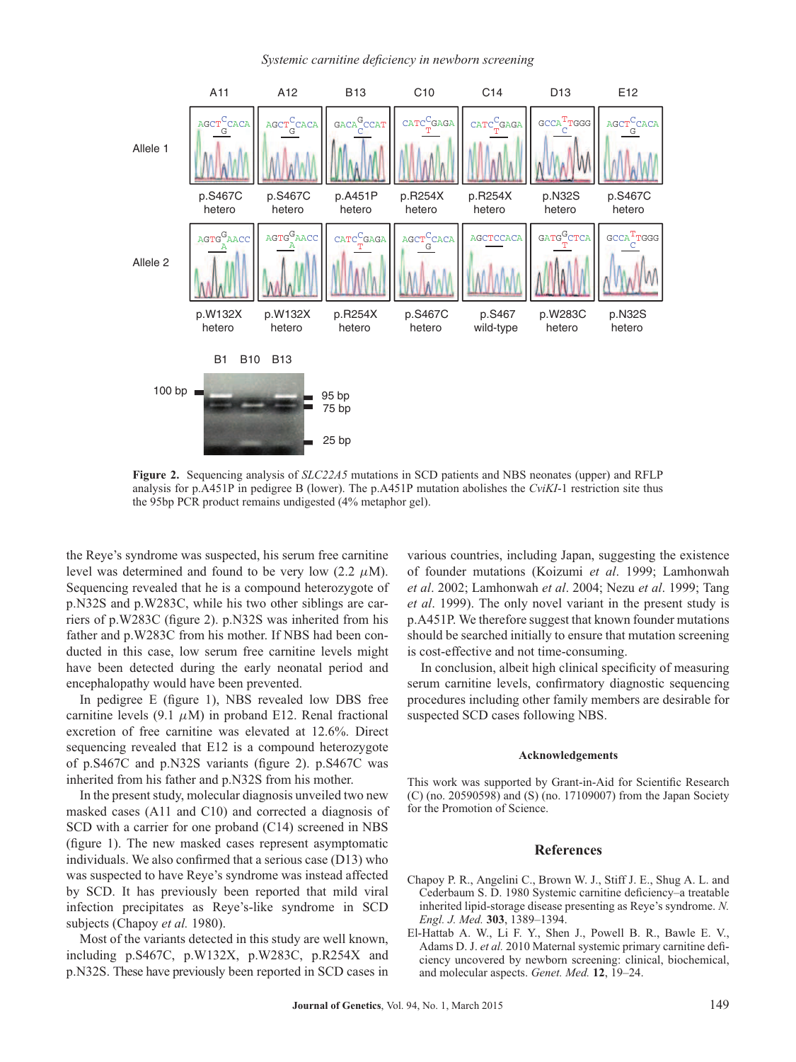**Figure 2.** Sequencing analysis of *SLC22A5* mutations in SCD patients and NBS neonates (upper) and RFLP analysis for p.A451P in pedigree B (lower). The p.A451P mutation abolishes the *CviKI*-1 restriction site thus the 95bp PCR product remains undigested (4% metaphor gel).

the Reye's syndrome was suspected, his serum free carnitine level was determined and found to be very low (2.2 $\mu$M). Sequencing revealed that he is a compound heterozygote of p.N32S and p.W283C, while his two other siblings are carriers of p.W283C (figure 2). p.N32S was inherited from his father and p.W283C from his mother. If NBS had been conducted in this case, low serum free carnitine levels might have been detected during the early neonatal period and encephalopathy would have been prevented.

In pedigree E (figure 1), NBS revealed low DBS free carnitine levels (9.1 $\mu$M) in proband E12. Renal fractional excretion of free carnitine was elevated at 12.6%. Direct sequencing revealed that E12 is a compound heterozygote of p.S467C and p.N32S variants (figure 2). p.S467C was inherited from his father and p.N32S from his mother.

In the present study, molecular diagnosis unveiled two new masked cases (A11 and C10) and corrected a diagnosis of SCD with a carrier for one proband (C14) screened in NBS (figure 1). The new masked cases represent asymptomatic individuals. We also confirmed that a serious case (D13) who was suspected to have Reye's syndrome was instead affected by SCD. It has previously been reported that mild viral infection precipitates as Reye's-like syndrome in SCD subjects (Chapoy *et al.* 1980).

Most of the variants detected in this study are well known, including p.S467C, p.W132X, p.W283C, p.R254X and p.N32S. These have previously been reported in SCD cases in various countries, including Japan, suggesting the existence of founder mutations (Koizumi *et al*. 1999; Lamhonwah *et al*. 2002; Lamhonwah *et al*. 2004; Nezu *et al*. 1999; Tang *et al*. 1999). The only novel variant in the present study is p.A451P. We therefore suggest that known founder mutations should be searched initially to ensure that mutation screening is cost-effective and not time-consuming.

In conclusion, albeit high clinical specificity of measuring serum carnitine levels, confirmatory diagnostic sequencing procedures including other family members are desirable for suspected SCD cases following NBS.

## Acknowledgements

This work was supported by Grant-in-Aid for Scientific Research (C) (no. 20590598) and (S) (no. 17109007) from the Japan Society for the Promotion of Science.

## References

Chapoy P. R., Angelini C., Brown W. J., Stiff J. E., Shug A. L. and Cederbaum S. D. 1980 Systemic carnitine deficiency–a treatable inherited lipid-storage disease presenting as Reye's syndrome. *N. Engl. J. Med.* **303**, 1389–1394.

El-Hattab A. W., Li F. Y., Shen J., Powell B. R., Bawle E. V., Adams D. J. *et al.* 2010 Maternal systemic primary carnitine deficiency uncovered by newborn screening: clinical, biochemical, and molecular aspects. *Genet. Med.* **12**, 19–24.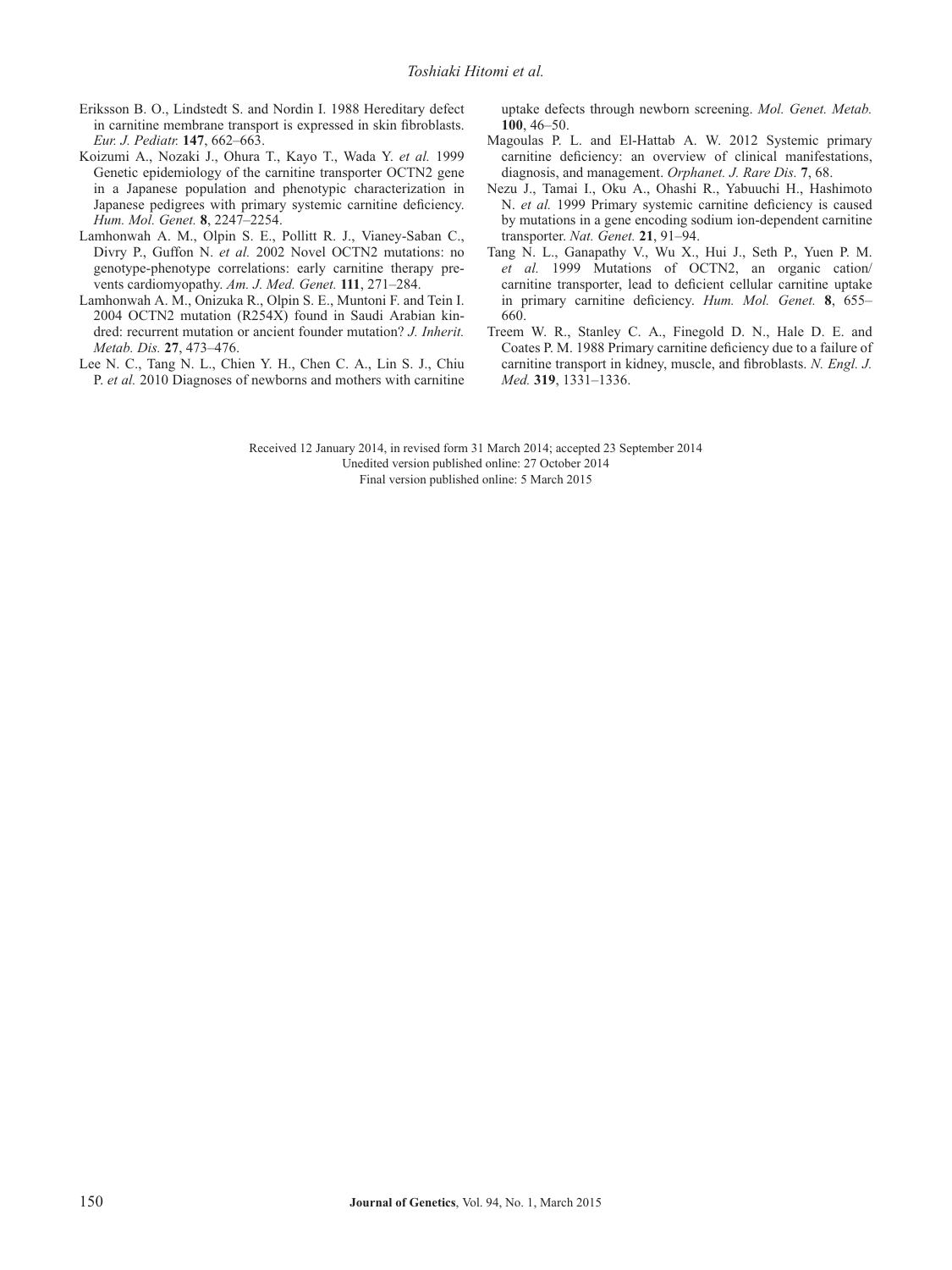Eriksson B. O., Lindstedt S. and Nordin I. 1988 Hereditary defect in carnitine membrane transport is expressed in skin fibroblasts. *Eur. J. Pediatr.* **147**, 662–663.

Koizumi A., Nozaki J., Ohura T., Kayo T., Wada Y. *et al.* 1999 Genetic epidemiology of the carnitine transporter OCTN2 gene in a Japanese population and phenotypic characterization in Japanese pedigrees with primary systemic carnitine deficiency. *Hum. Mol. Genet.* **8**, 2247–2254.

Lamhonwah A. M., Olpin S. E., Pollitt R. J., Vianey-Saban C., Divry P., Guffon N. *et al.* 2002 Novel OCTN2 mutations: no genotype-phenotype correlations: early carnitine therapy prevents cardiomyopathy. *Am. J. Med. Genet.* **111**, 271–284.

Lamhonwah A. M., Onizuka R., Olpin S. E., Muntoni F. and Tein I. 2004 OCTN2 mutation (R254X) found in Saudi Arabian kindred: recurrent mutation or ancient founder mutation? *J. Inherit. Metab. Dis.* **27**, 473–476.

Lee N. C., Tang N. L., Chien Y. H., Chen C. A., Lin S. J., Chiu P. *et al.* 2010 Diagnoses of newborns and mothers with carnitine uptake defects through newborn screening. *Mol. Genet. Metab.* **100**, 46–50.

Magoulas P. L. and El-Hattab A. W. 2012 Systemic primary carnitine deficiency: an overview of clinical manifestations, diagnosis, and management. *Orphanet. J. Rare Dis.* **7**, 68.

Nezu J., Tamai I., Oku A., Ohashi R., Yabuuchi H., Hashimoto N. *et al.* 1999 Primary systemic carnitine deficiency is caused by mutations in a gene encoding sodium ion-dependent carnitine transporter. *Nat. Genet.* **21**, 91–94.

Tang N. L., Ganapathy V., Wu X., Hui J., Seth P., Yuen P. M. *et al.* 1999 Mutations of OCTN2, an organic cation/carnitine transporter, lead to deficient cellular carnitine uptake in primary carnitine deficiency. *Hum. Mol. Genet.* **8**, 655–660.

Treem W. R., Stanley C. A., Finegold D. N., Hale D. E. and Coates P. M. 1988 Primary carnitine deficiency due to a failure of carnitine transport in kidney, muscle, and fibroblasts. *N. Engl. J. Med.* **319**, 1331–1336.

Received 12 January 2014, in revised form 31 March 2014; accepted 23 September 2014
Unedited version published online: 27 October 2014
Final version published online: 5 March 2015